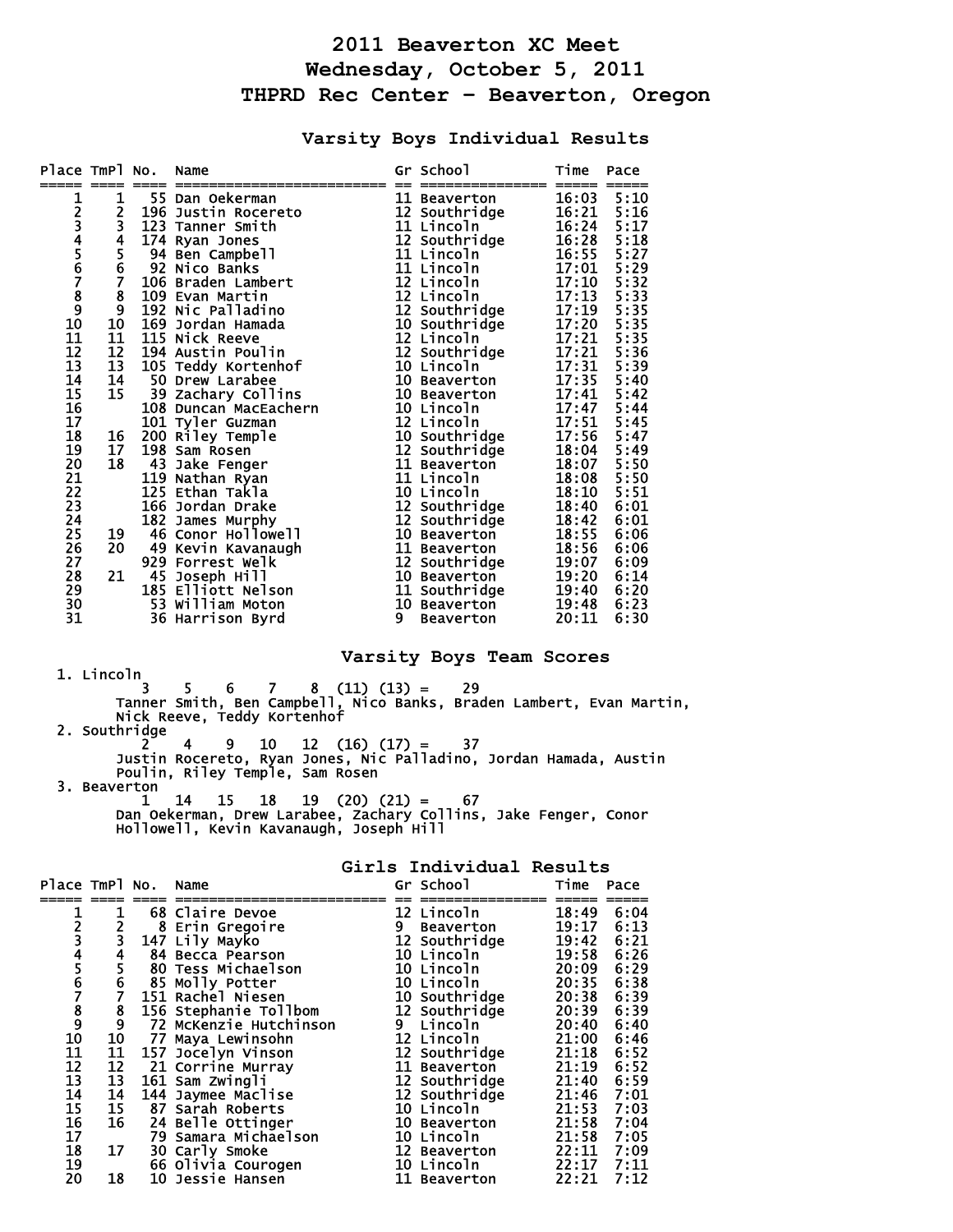# 2011 Beaverton XC Meet

## Wednesday, October 5, 2011

## THPRD Rec Center - Beaverton, Oregon

### Varsity Boys Individual Results

| Place | TmPl | No. | Name | Gr | School | Time | Pace |
|---|---|---|---|---|---|---|---|
| 1 | 1 | 55 | Dan Oekerman | 11 | Beaverton | 16:03 | 5:10 |
| 2 | 2 | 196 | Justin Rocereto | 12 | Southridge | 16:21 | 5:16 |
| 3 | 3 | 123 | Tanner Smith | 11 | Lincoln | 16:24 | 5:17 |
| 4 | 4 | 174 | Ryan Jones | 12 | Southridge | 16:28 | 5:18 |
| 5 | 5 | 94 | Ben Campbell | 11 | Lincoln | 16:55 | 5:27 |
| 6 | 6 | 92 | Nico Banks | 11 | Lincoln | 17:01 | 5:29 |
| 7 | 7 | 106 | Braden Lambert | 12 | Lincoln | 17:10 | 5:32 |
| 8 | 8 | 109 | Evan Martin | 12 | Lincoln | 17:13 | 5:33 |
| 9 | 9 | 192 | Nic Palladino | 12 | Southridge | 17:19 | 5:35 |
| 10 | 10 | 169 | Jordan Hamada | 10 | Southridge | 17:20 | 5:35 |
| 11 | 11 | 115 | Nick Reeve | 12 | Lincoln | 17:21 | 5:35 |
| 12 | 12 | 194 | Austin Poulin | 12 | Southridge | 17:21 | 5:36 |
| 13 | 13 | 105 | Teddy Kortenhof | 10 | Lincoln | 17:31 | 5:39 |
| 14 | 14 | 50 | Drew Larabee | 10 | Beaverton | 17:35 | 5:40 |
| 15 | 15 | 39 | Zachary Collins | 10 | Beaverton | 17:41 | 5:42 |
| 16 | | 108 | Duncan MacEachern | 10 | Lincoln | 17:47 | 5:44 |
| 17 | | 101 | Tyler Guzman | 12 | Lincoln | 17:51 | 5:45 |
| 18 | 16 | 200 | Riley Temple | 10 | Southridge | 17:56 | 5:47 |
| 19 | 17 | 198 | Sam Rosen | 12 | Southridge | 18:04 | 5:49 |
| 20 | 18 | 43 | Jake Fenger | 11 | Beaverton | 18:07 | 5:50 |
| 21 | | 119 | Nathan Ryan | 11 | Lincoln | 18:08 | 5:50 |
| 22 | | 125 | Ethan Takla | 10 | Lincoln | 18:10 | 5:51 |
| 23 | | 166 | Jordan Drake | 12 | Southridge | 18:40 | 6:01 |
| 24 | | 182 | James Murphy | 12 | Southridge | 18:42 | 6:01 |
| 25 | 19 | 46 | Conor Hollowell | 10 | Beaverton | 18:55 | 6:06 |
| 26 | 20 | 49 | Kevin Kavanaugh | 11 | Beaverton | 18:56 | 6:06 |
| 27 | | 929 | Forrest Welk | 12 | Southridge | 19:07 | 6:09 |
| 28 | 21 | 45 | Joseph Hill | 10 | Beaverton | 19:20 | 6:14 |
| 29 | | 185 | Elliott Nelson | 11 | Southridge | 19:40 | 6:20 |
| 30 | | 53 | William Moton | 10 | Beaverton | 19:48 | 6:23 |
| 31 | | 36 | Harrison Byrd | 9 | Beaverton | 20:11 | 6:30 |

### Varsity Boys Team Scores

1. Lincoln
   3 5 6 7 8 (11) (13) = 29
   Tanner Smith, Ben Campbell, Nico Banks, Braden Lambert, Evan Martin, Nick Reeve, Teddy Kortenhof
2. Southridge
   2 4 9 10 12 (16) (17) = 37
   Justin Rocereto, Ryan Jones, Nic Palladino, Jordan Hamada, Austin Poulin, Riley Temple, Sam Rosen
3. Beaverton
   1 14 15 18 19 (20) (21) = 67
   Dan Oekerman, Drew Larabee, Zachary Collins, Jake Fenger, Conor Hollowell, Kevin Kavanaugh, Joseph Hill

### Girls Individual Results

| Place | TmPl | No. | Name | Gr | School | Time | Pace |
|---|---|---|---|---|---|---|---|
| 1 | 1 | 68 | Claire Devoe | 12 | Lincoln | 18:49 | 6:04 |
| 2 | 2 | 8 | Erin Gregoire | 9 | Beaverton | 19:17 | 6:13 |
| 3 | 3 | 147 | Lily Mayko | 12 | Southridge | 19:42 | 6:21 |
| 4 | 4 | 84 | Becca Pearson | 10 | Lincoln | 19:58 | 6:26 |
| 5 | 5 | 80 | Tess Michaelson | 10 | Lincoln | 20:09 | 6:29 |
| 6 | 6 | 85 | Molly Potter | 10 | Lincoln | 20:35 | 6:38 |
| 7 | 7 | 151 | Rachel Niesen | 10 | Southridge | 20:38 | 6:39 |
| 8 | 8 | 156 | Stephanie Tollbom | 12 | Southridge | 20:39 | 6:39 |
| 9 | 9 | 72 | McKenzie Hutchinson | 9 | Lincoln | 20:40 | 6:40 |
| 10 | 10 | 77 | Maya Lewinsohn | 12 | Lincoln | 21:00 | 6:46 |
| 11 | 11 | 157 | Jocelyn Vinson | 12 | Southridge | 21:18 | 6:52 |
| 12 | 12 | 21 | Corrine Murray | 11 | Beaverton | 21:19 | 6:52 |
| 13 | 13 | 161 | Sam Zwingli | 12 | Southridge | 21:40 | 6:59 |
| 14 | 14 | 144 | Jaymee Maclise | 12 | Southridge | 21:46 | 7:01 |
| 15 | 15 | 87 | Sarah Roberts | 10 | Lincoln | 21:53 | 7:03 |
| 16 | 16 | 24 | Belle Ottinger | 10 | Beaverton | 21:58 | 7:04 |
| 17 | | 79 | Samara Michaelson | 10 | Lincoln | 21:58 | 7:05 |
| 18 | 17 | 30 | Carly Smoke | 12 | Beaverton | 22:11 | 7:09 |
| 19 | | 66 | Olivia Courogen | 10 | Lincoln | 22:17 | 7:11 |
| 20 | 18 | 10 | Jessie Hansen | 11 | Beaverton | 22:21 | 7:12 |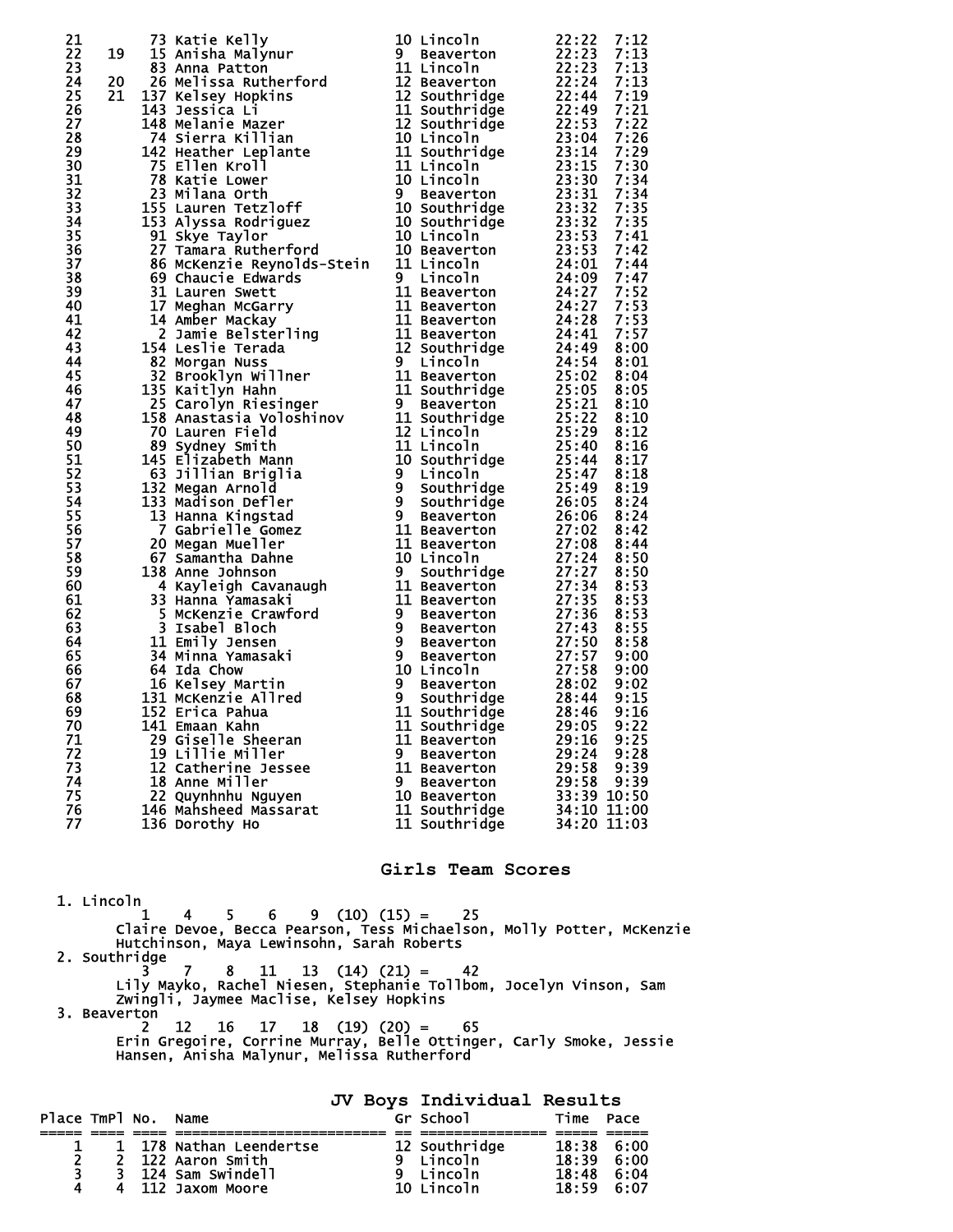| Place | TmPl | No. | Name | Gr | School | Time | Pace |
|---|---|---|---|---|---|---|---|
| 21 | | 73 | Katie Kelly | 10 | Lincoln | 22:22 | 7:12 |
| 22 | 19 | 15 | Anisha Malynur | 9 | Beaverton | 22:23 | 7:13 |
| 23 | | 83 | Anna Patton | 11 | Lincoln | 22:23 | 7:13 |
| 24 | 20 | 26 | Melissa Rutherford | 12 | Beaverton | 22:24 | 7:13 |
| 25 | 21 | 137 | Kelsey Hopkins | 12 | Southridge | 22:44 | 7:19 |
| 26 | | 143 | Jessica Li | 11 | Southridge | 22:49 | 7:21 |
| 27 | | 148 | Melanie Mazer | 12 | Southridge | 22:53 | 7:22 |
| 28 | | 74 | Sierra Killian | 10 | Lincoln | 23:04 | 7:26 |
| 29 | | 142 | Heather Leplante | 11 | Southridge | 23:14 | 7:29 |
| 30 | | 75 | Ellen Kroll | 11 | Lincoln | 23:15 | 7:30 |
| 31 | | 78 | Katie Lower | 10 | Lincoln | 23:30 | 7:34 |
| 32 | | 23 | Milana Orth | 9 | Beaverton | 23:31 | 7:34 |
| 33 | | 155 | Lauren Tetzloff | 10 | Southridge | 23:32 | 7:35 |
| 34 | | 153 | Alyssa Rodriguez | 10 | Southridge | 23:32 | 7:35 |
| 35 | | 91 | Skye Taylor | 10 | Lincoln | 23:53 | 7:41 |
| 36 | | 27 | Tamara Rutherford | 10 | Beaverton | 23:53 | 7:42 |
| 37 | | 86 | McKenzie Reynolds-Stein | 11 | Lincoln | 24:01 | 7:44 |
| 38 | | 69 | Chaucie Edwards | 9 | Lincoln | 24:09 | 7:47 |
| 39 | | 31 | Lauren Swett | 11 | Beaverton | 24:27 | 7:52 |
| 40 | | 17 | Meghan McGarry | 11 | Beaverton | 24:27 | 7:53 |
| 41 | | 14 | Amber Mackay | 11 | Beaverton | 24:28 | 7:53 |
| 42 | | 2 | Jamie Belsterling | 11 | Beaverton | 24:41 | 7:57 |
| 43 | | 154 | Leslie Terada | 12 | Southridge | 24:49 | 8:00 |
| 44 | | 82 | Morgan Nuss | 9 | Lincoln | 24:54 | 8:01 |
| 45 | | 32 | Brooklyn Willner | 11 | Beaverton | 25:02 | 8:04 |
| 46 | | 135 | Kaitlyn Hahn | 11 | Southridge | 25:05 | 8:05 |
| 47 | | 25 | Carolyn Riesinger | 9 | Beaverton | 25:21 | 8:10 |
| 48 | | 158 | Anastasia Voloshinov | 11 | Southridge | 25:22 | 8:10 |
| 49 | | 70 | Lauren Field | 12 | Lincoln | 25:29 | 8:12 |
| 50 | | 89 | Sydney Smith | 11 | Lincoln | 25:40 | 8:16 |
| 51 | | 145 | Elizabeth Mann | 10 | Southridge | 25:44 | 8:17 |
| 52 | | 63 | Jillian Briglia | 9 | Lincoln | 25:47 | 8:18 |
| 53 | | 132 | Megan Arnold | 9 | Southridge | 25:49 | 8:19 |
| 54 | | 133 | Madison Defler | 9 | Southridge | 26:05 | 8:24 |
| 55 | | 13 | Hanna Kingstad | 9 | Beaverton | 26:06 | 8:24 |
| 56 | | 7 | Gabrielle Gomez | 11 | Beaverton | 27:02 | 8:42 |
| 57 | | 20 | Megan Mueller | 11 | Beaverton | 27:08 | 8:44 |
| 58 | | 67 | Samantha Dahne | 10 | Lincoln | 27:24 | 8:50 |
| 59 | | 138 | Anne Johnson | 9 | Southridge | 27:27 | 8:50 |
| 60 | | 4 | Kayleigh Cavanaugh | 11 | Beaverton | 27:34 | 8:53 |
| 61 | | 33 | Hanna Yamasaki | 11 | Beaverton | 27:35 | 8:53 |
| 62 | | 5 | McKenzie Crawford | 9 | Beaverton | 27:36 | 8:53 |
| 63 | | 3 | Isabel Bloch | 9 | Beaverton | 27:43 | 8:55 |
| 64 | | 11 | Emily Jensen | 9 | Beaverton | 27:50 | 8:58 |
| 65 | | 34 | Minna Yamasaki | 9 | Beaverton | 27:57 | 9:00 |
| 66 | | 64 | Ida Chow | 10 | Lincoln | 27:58 | 9:00 |
| 67 | | 16 | Kelsey Martin | 9 | Beaverton | 28:02 | 9:02 |
| 68 | | 131 | McKenzie Allred | 9 | Southridge | 28:44 | 9:15 |
| 69 | | 152 | Erica Pahua | 11 | Southridge | 28:46 | 9:16 |
| 70 | | 141 | Emaan Kahn | 11 | Southridge | 29:05 | 9:22 |
| 71 | | 29 | Giselle Sheeran | 11 | Beaverton | 29:16 | 9:25 |
| 72 | | 19 | Lillie Miller | 9 | Beaverton | 29:24 | 9:28 |
| 73 | | 12 | Catherine Jessee | 11 | Beaverton | 29:58 | 9:39 |
| 74 | | 18 | Anne Miller | 9 | Beaverton | 29:58 | 9:39 |
| 75 | | 22 | Quynhnhu Nguyen | 10 | Beaverton | 33:39 | 10:50 |
| 76 | | 146 | Mahsheed Massarat | 11 | Southridge | 34:10 | 11:00 |
| 77 | | 136 | Dorothy Ho | 11 | Southridge | 34:20 | 11:03 |

## Girls Team Scores

1. Lincoln
   1 4 5 6 9 (10) (15) = 25
   Claire Devoe, Becca Pearson, Tess Michaelson, Molly Potter, McKenzie Hutchinson, Maya Lewinsohn, Sarah Roberts
2. Southridge
   3 7 8 11 13 (14) (21) = 42
   Lily Mayko, Rachel Niesen, Stephanie Tollbom, Jocelyn Vinson, Sam Zwingli, Jaymee Maclise, Kelsey Hopkins
3. Beaverton
   2 12 16 17 18 (19) (20) = 65
   Erin Gregoire, Corrine Murray, Belle Ottinger, Carly Smoke, Jessie Hansen, Anisha Malynur, Melissa Rutherford

## JV Boys Individual Results

| Place | TmPl | No. | Name | Gr | School | Time | Pace |
|---|---|---|---|---|---|---|---|
| 1 | 1 | 178 | Nathan Leendertse | 12 | Southridge | 18:38 | 6:00 |
| 2 | 2 | 122 | Aaron Smith | 9 | Lincoln | 18:39 | 6:00 |
| 3 | 3 | 124 | Sam Swindell | 9 | Lincoln | 18:48 | 6:04 |
| 4 | 4 | 112 | Jaxom Moore | 10 | Lincoln | 18:59 | 6:07 |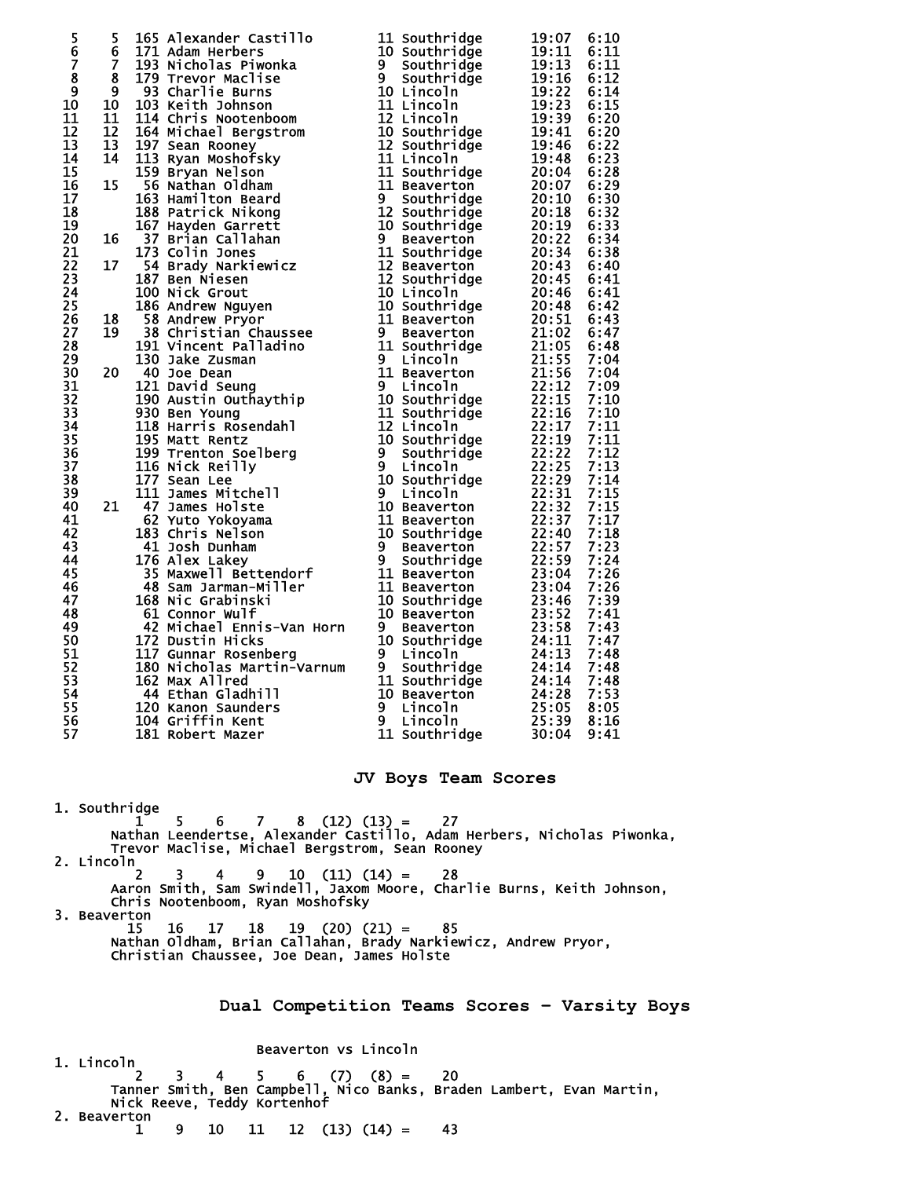| | | | | | | |
|---|---|---|---|---|---|---|
| 5 | 5 | 165 | Alexander Castillo | 11 Southridge | 19:07 | 6:10 |
| 6 | 6 | 171 | Adam Herbers | 10 Southridge | 19:11 | 6:11 |
| 7 | 7 | 193 | Nicholas Piwonka | 9 Southridge | 19:13 | 6:11 |
| 8 | 8 | 179 | Trevor Maclise | 9 Southridge | 19:16 | 6:12 |
| 9 | 9 | 93 | Charlie Burns | 10 Lincoln | 19:22 | 6:14 |
| 10 | 10 | 103 | Keith Johnson | 11 Lincoln | 19:23 | 6:15 |
| 11 | 11 | 114 | Chris Nootenboom | 12 Lincoln | 19:39 | 6:20 |
| 12 | 12 | 164 | Michael Bergstrom | 10 Southridge | 19:41 | 6:20 |
| 13 | 13 | 197 | Sean Rooney | 12 Southridge | 19:46 | 6:22 |
| 14 | 14 | 113 | Ryan Moshofsky | 11 Lincoln | 19:48 | 6:23 |
| 15 | | 159 | Bryan Nelson | 11 Southridge | 20:04 | 6:28 |
| 16 | 15 | 56 | Nathan Oldham | 11 Beaverton | 20:07 | 6:29 |
| 17 | | 163 | Hamilton Beard | 9 Southridge | 20:10 | 6:30 |
| 18 | | 188 | Patrick Nikong | 12 Southridge | 20:18 | 6:32 |
| 19 | | 167 | Hayden Garrett | 10 Southridge | 20:19 | 6:33 |
| 20 | 16 | 37 | Brian Callahan | 9 Beaverton | 20:22 | 6:34 |
| 21 | | 173 | Colin Jones | 11 Southridge | 20:34 | 6:38 |
| 22 | 17 | 54 | Brady Narkiewicz | 12 Beaverton | 20:43 | 6:40 |
| 23 | | 187 | Ben Niesen | 12 Southridge | 20:45 | 6:41 |
| 24 | | 100 | Nick Grout | 10 Lincoln | 20:46 | 6:41 |
| 25 | | 186 | Andrew Nguyen | 10 Southridge | 20:48 | 6:42 |
| 26 | 18 | 58 | Andrew Pryor | 11 Beaverton | 20:51 | 6:43 |
| 27 | 19 | 38 | Christian Chaussee | 9 Beaverton | 21:02 | 6:47 |
| 28 | | 191 | Vincent Palladino | 11 Southridge | 21:05 | 6:48 |
| 29 | | 130 | Jake Zusman | 9 Lincoln | 21:55 | 7:04 |
| 30 | 20 | 40 | Joe Dean | 11 Beaverton | 21:56 | 7:04 |
| 31 | | 121 | David Seung | 9 Lincoln | 22:12 | 7:09 |
| 32 | | 190 | Austin Outhaythip | 10 Southridge | 22:15 | 7:10 |
| 33 | | 930 | Ben Young | 11 Southridge | 22:16 | 7:10 |
| 34 | | 118 | Harris Rosendahl | 12 Lincoln | 22:17 | 7:11 |
| 35 | | 195 | Matt Rentz | 10 Southridge | 22:19 | 7:11 |
| 36 | | 199 | Trenton Soelberg | 9 Southridge | 22:22 | 7:12 |
| 37 | | 116 | Nick Reilly | 9 Lincoln | 22:25 | 7:13 |
| 38 | | 177 | Sean Lee | 10 Southridge | 22:29 | 7:14 |
| 39 | | 111 | James Mitchell | 9 Lincoln | 22:31 | 7:15 |
| 40 | 21 | 47 | James Holste | 10 Beaverton | 22:32 | 7:15 |
| 41 | | 62 | Yuto Yokoyama | 11 Beaverton | 22:37 | 7:17 |
| 42 | | 183 | Chris Nelson | 10 Southridge | 22:40 | 7:18 |
| 43 | | 41 | Josh Dunham | 9 Beaverton | 22:57 | 7:23 |
| 44 | | 176 | Alex Lakey | 9 Southridge | 22:59 | 7:24 |
| 45 | | 35 | Maxwell Bettendorf | 11 Beaverton | 23:04 | 7:26 |
| 46 | | 48 | Sam Jarman-Miller | 11 Beaverton | 23:04 | 7:26 |
| 47 | | 168 | Nic Grabinski | 10 Southridge | 23:46 | 7:39 |
| 48 | | 61 | Connor Wulf | 10 Beaverton | 23:52 | 7:41 |
| 49 | | 42 | Michael Ennis-Van Horn | 9 Beaverton | 23:58 | 7:43 |
| 50 | | 172 | Dustin Hicks | 10 Southridge | 24:11 | 7:47 |
| 51 | | 117 | Gunnar Rosenberg | 9 Lincoln | 24:13 | 7:48 |
| 52 | | 180 | Nicholas Martin-Varnum | 9 Southridge | 24:14 | 7:48 |
| 53 | | 162 | Max Allred | 11 Southridge | 24:14 | 7:48 |
| 54 | | 44 | Ethan Gladhill | 10 Beaverton | 24:28 | 7:53 |
| 55 | | 120 | Kanon Saunders | 9 Lincoln | 25:05 | 8:05 |
| 56 | | 104 | Griffin Kent | 9 Lincoln | 25:39 | 8:16 |
| 57 | | 181 | Robert Mazer | 11 Southridge | 30:04 | 9:41 |

## JV Boys Team Scores

1. Southridge
   1 5 6 7 8 (12) (13) = 27
   Nathan Leendertse, Alexander Castillo, Adam Herbers, Nicholas Piwonka, Trevor Maclise, Michael Bergstrom, Sean Rooney
2. Lincoln
   2 3 4 9 10 (11) (14) = 28
   Aaron Smith, Sam Swindell, Jaxom Moore, Charlie Burns, Keith Johnson, Chris Nootenboom, Ryan Moshofsky
3. Beaverton
   15 16 17 18 19 (20) (21) = 85
   Nathan Oldham, Brian Callahan, Brady Narkiewicz, Andrew Pryor, Christian Chaussee, Joe Dean, James Holste

## Dual Competition Teams Scores - Varsity Boys

Beaverton vs Lincoln

1. Lincoln
   2 3 4 5 6 (7) (8) = 20
   Tanner Smith, Ben Campbell, Nico Banks, Braden Lambert, Evan Martin, Nick Reeve, Teddy Kortenhof
2. Beaverton
   1 9 10 11 12 (13) (14) = 43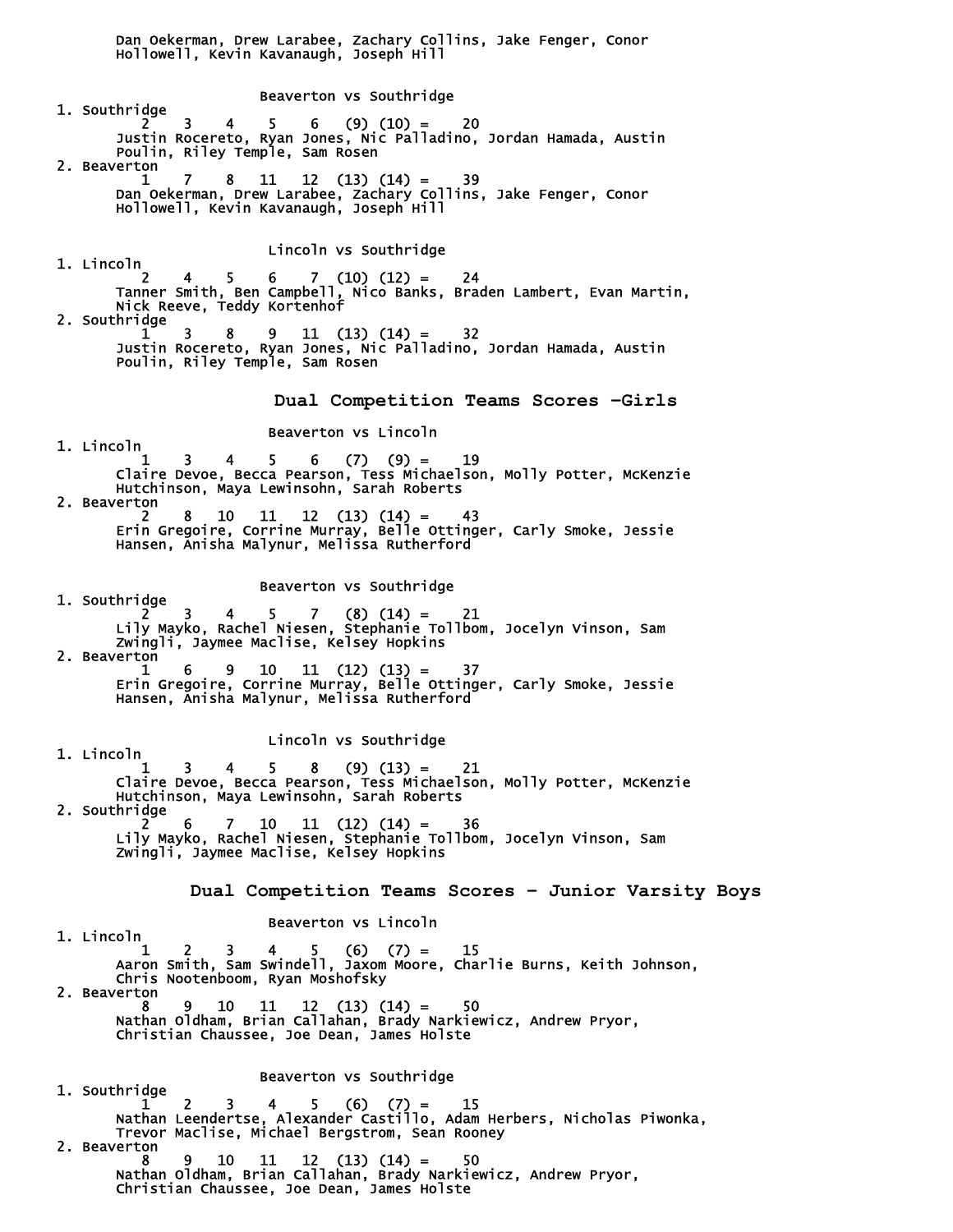Dan Oekerman, Drew Larabee, Zachary Collins, Jake Fenger, Conor Hollowell, Kevin Kavanaugh, Joseph Hill

Beaverton vs Southridge

1. Southridge
   2 3 4 5 6 (9) (10) = 20
   Justin Rocereto, Ryan Jones, Nic Palladino, Jordan Hamada, Austin Poulin, Riley Temple, Sam Rosen
2. Beaverton
   1 7 8 11 12 (13) (14) = 39
   Dan Oekerman, Drew Larabee, Zachary Collins, Jake Fenger, Conor Hollowell, Kevin Kavanaugh, Joseph Hill

Lincoln vs Southridge

1. Lincoln
   2 4 5 6 7 (10) (12) = 24
   Tanner Smith, Ben Campbell, Nico Banks, Braden Lambert, Evan Martin, Nick Reeve, Teddy Kortenhof
2. Southridge
   1 3 8 9 11 (13) (14) = 32
   Justin Rocereto, Ryan Jones, Nic Palladino, Jordan Hamada, Austin Poulin, Riley Temple, Sam Rosen

## Dual Competition Teams Scores -Girls

Beaverton vs Lincoln

1. Lincoln
   1 3 4 5 6 (7) (9) = 19
   Claire Devoe, Becca Pearson, Tess Michaelson, Molly Potter, McKenzie Hutchinson, Maya Lewinsohn, Sarah Roberts
2. Beaverton
   2 8 10 11 12 (13) (14) = 43
   Erin Gregoire, Corrine Murray, Belle Ottinger, Carly Smoke, Jessie Hansen, Anisha Malynur, Melissa Rutherford

Beaverton vs Southridge

1. Southridge
   2 3 4 5 7 (8) (14) = 21
   Lily Mayko, Rachel Niesen, Stephanie Tollbom, Jocelyn Vinson, Sam Zwingli, Jaymee Maclise, Kelsey Hopkins
2. Beaverton
   1 6 9 10 11 (12) (13) = 37
   Erin Gregoire, Corrine Murray, Belle Ottinger, Carly Smoke, Jessie Hansen, Anisha Malynur, Melissa Rutherford

Lincoln vs Southridge

1. Lincoln
   1 3 4 5 8 (9) (13) = 21
   Claire Devoe, Becca Pearson, Tess Michaelson, Molly Potter, McKenzie Hutchinson, Maya Lewinsohn, Sarah Roberts
2. Southridge
   2 6 7 10 11 (12) (14) = 36
   Lily Mayko, Rachel Niesen, Stephanie Tollbom, Jocelyn Vinson, Sam Zwingli, Jaymee Maclise, Kelsey Hopkins

## Dual Competition Teams Scores - Junior Varsity Boys

Beaverton vs Lincoln

1. Lincoln
   1 2 3 4 5 (6) (7) = 15
   Aaron Smith, Sam Swindell, Jaxom Moore, Charlie Burns, Keith Johnson, Chris Nootenboom, Ryan Moshofsky
2. Beaverton
   8 9 10 11 12 (13) (14) = 50
   Nathan Oldham, Brian Callahan, Brady Narkiewicz, Andrew Pryor, Christian Chaussee, Joe Dean, James Holste

Beaverton vs Southridge

1. Southridge
   1 2 3 4 5 (6) (7) = 15
   Nathan Leendertse, Alexander Castillo, Adam Herbers, Nicholas Piwonka, Trevor Maclise, Michael Bergstrom, Sean Rooney
2. Beaverton
   8 9 10 11 12 (13) (14) = 50
   Nathan Oldham, Brian Callahan, Brady Narkiewicz, Andrew Pryor, Christian Chaussee, Joe Dean, James Holste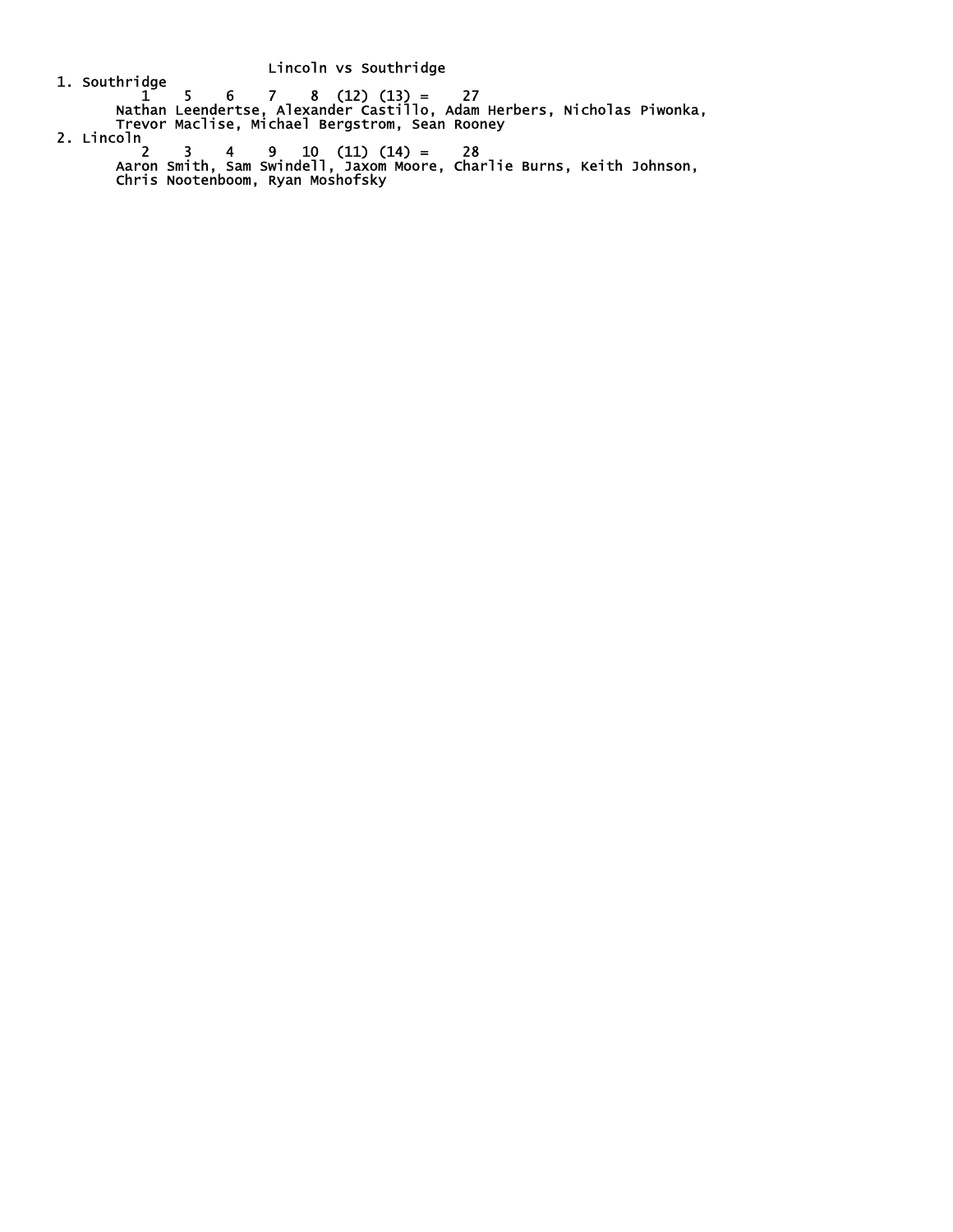Lincoln vs Southridge

1. Southridge

    1    5    6    7    8  (12) (13) =    27

    Nathan Leendertse, Alexander Castillo, Adam Herbers, Nicholas Piwonka,
    Trevor Maclise, Michael Bergstrom, Sean Rooney

2. Lincoln

    2    3    4    9   10  (11) (14) =    28

    Aaron Smith, Sam Swindell, Jaxom Moore, Charlie Burns, Keith Johnson,
    Chris Nootenboom, Ryan Moshofsky